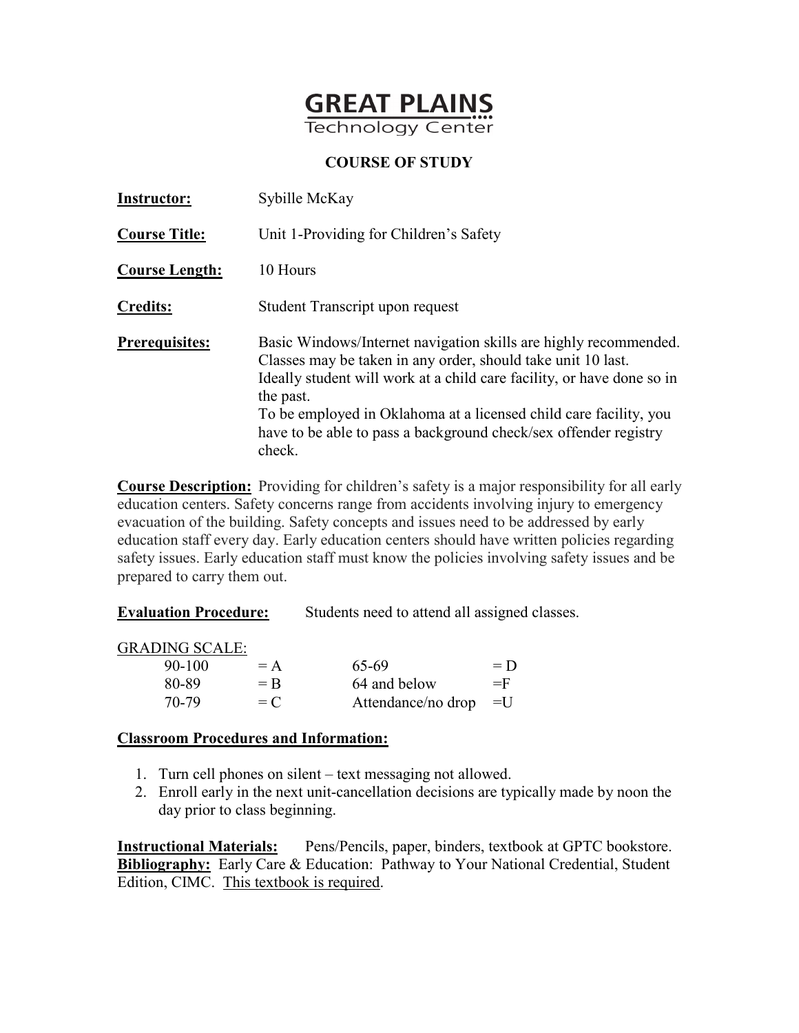# GREAT PLAINS
Technology Center

## COURSE OF STUDY

**Instructor:** Sybille McKay

**Course Title:** Unit 1-Providing for Children's Safety

**Course Length:** 10 Hours

**Credits:** Student Transcript upon request

**Prerequisites:** Basic Windows/Internet navigation skills are highly recommended. Classes may be taken in any order, should take unit 10 last. Ideally student will work at a child care facility, or have done so in the past. To be employed in Oklahoma at a licensed child care facility, you have to be able to pass a background check/sex offender registry check.

**Course Description:** Providing for children's safety is a major responsibility for all early education centers. Safety concerns range from accidents involving injury to emergency evacuation of the building. Safety concepts and issues need to be addressed by early education staff every day. Early education centers should have written policies regarding safety issues. Early education staff must know the policies involving safety issues and be prepared to carry them out.

**Evaluation Procedure:** Students need to attend all assigned classes.

GRADING SCALE:

| | | | |
|---|---|---|---|
| 90-100 | = A | 65-69 | = D |
| 80-89 | = B | 64 and below | =F |
| 70-79 | = C | Attendance/no drop | =U |

**Classroom Procedures and Information:**

1. Turn cell phones on silent – text messaging not allowed.
2. Enroll early in the next unit-cancellation decisions are typically made by noon the day prior to class beginning.

**Instructional Materials:** Pens/Pencils, paper, binders, textbook at GPTC bookstore.
**Bibliography:** Early Care & Education: Pathway to Your National Credential, Student Edition, CIMC. This textbook is required.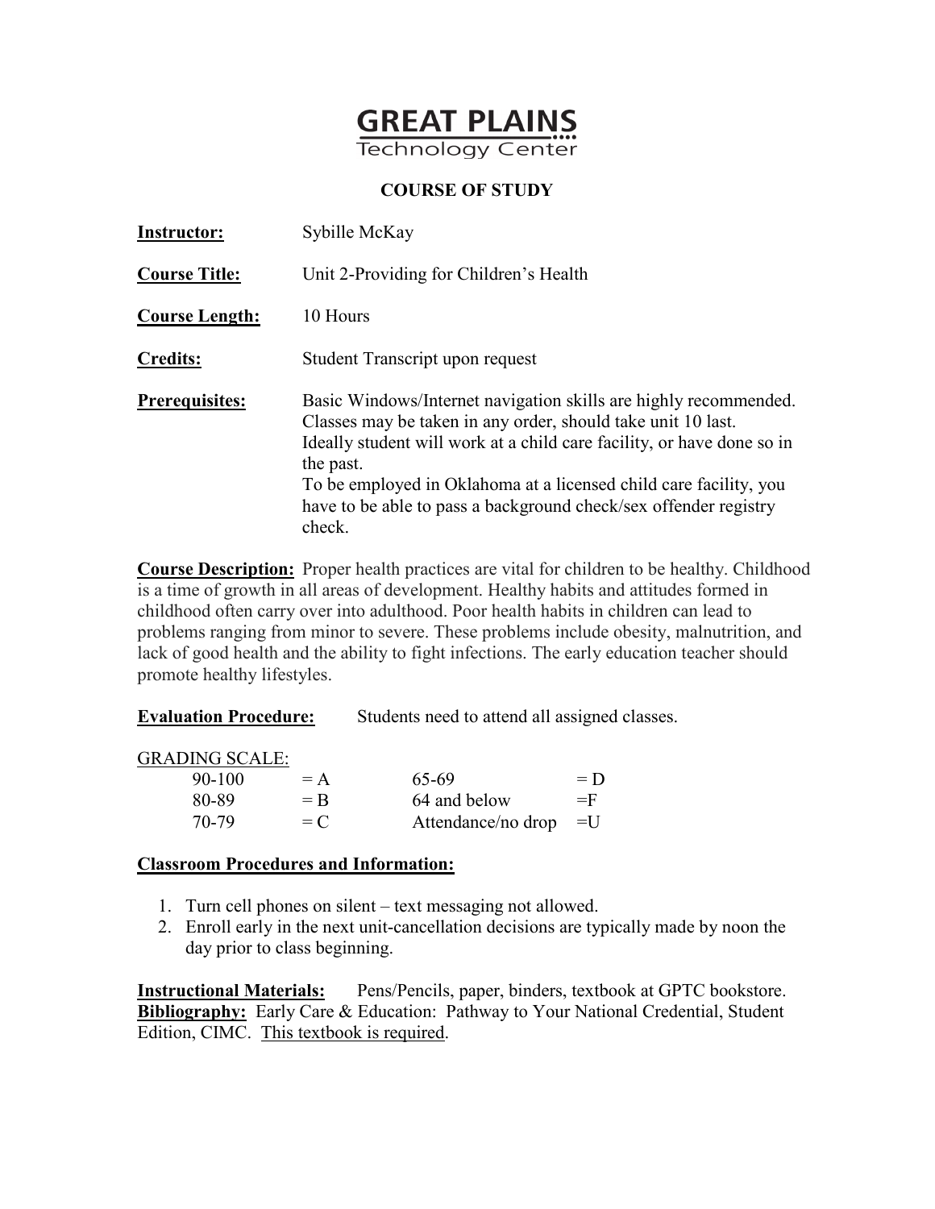# GREAT PLAINS
Technology Center

## COURSE OF STUDY

**Instructor:** Sybille McKay

**Course Title:** Unit 2-Providing for Children's Health

**Course Length:** 10 Hours

**Credits:** Student Transcript upon request

**Prerequisites:** Basic Windows/Internet navigation skills are highly recommended. Classes may be taken in any order, should take unit 10 last. Ideally student will work at a child care facility, or have done so in the past. To be employed in Oklahoma at a licensed child care facility, you have to be able to pass a background check/sex offender registry check.

**Course Description:** Proper health practices are vital for children to be healthy. Childhood is a time of growth in all areas of development. Healthy habits and attitudes formed in childhood often carry over into adulthood. Poor health habits in children can lead to problems ranging from minor to severe. These problems include obesity, malnutrition, and lack of good health and the ability to fight infections. The early education teacher should promote healthy lifestyles.

**Evaluation Procedure:** Students need to attend all assigned classes.

GRADING SCALE:

| | | | |
|---|---|---|---|
| 90-100 | = A | 65-69 | = D |
| 80-89 | = B | 64 and below | =F |
| 70-79 | = C | Attendance/no drop | =U |

**Classroom Procedures and Information:**

1. Turn cell phones on silent – text messaging not allowed.
2. Enroll early in the next unit-cancellation decisions are typically made by noon the day prior to class beginning.

**Instructional Materials:** Pens/Pencils, paper, binders, textbook at GPTC bookstore.
**Bibliography:** Early Care & Education: Pathway to Your National Credential, Student Edition, CIMC. This textbook is required.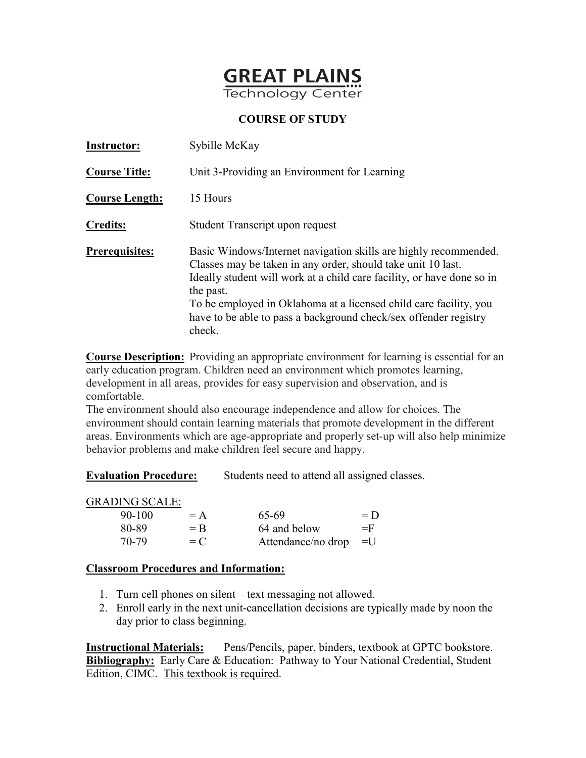# GREAT PLAINS
Technology Center

## COURSE OF STUDY

**Instructor:** Sybille McKay

**Course Title:** Unit 3-Providing an Environment for Learning

**Course Length:** 15 Hours

**Credits:** Student Transcript upon request

**Prerequisites:** Basic Windows/Internet navigation skills are highly recommended. Classes may be taken in any order, should take unit 10 last. Ideally student will work at a child care facility, or have done so in the past. To be employed in Oklahoma at a licensed child care facility, you have to be able to pass a background check/sex offender registry check.

**Course Description:** Providing an appropriate environment for learning is essential for an early education program. Children need an environment which promotes learning, development in all areas, provides for easy supervision and observation, and is comfortable.
The environment should also encourage independence and allow for choices. The environment should contain learning materials that promote development in the different areas. Environments which are age-appropriate and properly set-up will also help minimize behavior problems and make children feel secure and happy.

**Evaluation Procedure:** Students need to attend all assigned classes.

GRADING SCALE:

| | | | |
|---|---|---|---|
| 90-100 | = A | 65-69 | = D |
| 80-89 | = B | 64 and below | =F |
| 70-79 | = C | Attendance/no drop | =U |

**Classroom Procedures and Information:**

1. Turn cell phones on silent – text messaging not allowed.
2. Enroll early in the next unit-cancellation decisions are typically made by noon the day prior to class beginning.

**Instructional Materials:** Pens/Pencils, paper, binders, textbook at GPTC bookstore.
**Bibliography:** Early Care & Education: Pathway to Your National Credential, Student Edition, CIMC. This textbook is required.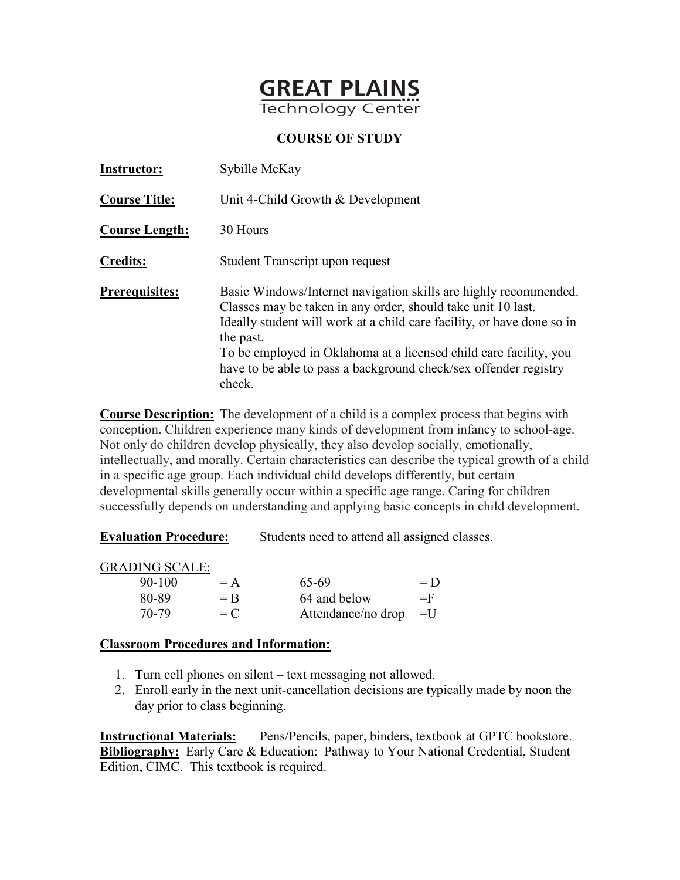# GREAT PLAINS
Technology Center

## COURSE OF STUDY

**Instructor:** Sybille McKay

**Course Title:** Unit 4-Child Growth & Development

**Course Length:** 30 Hours

**Credits:** Student Transcript upon request

**Prerequisites:** Basic Windows/Internet navigation skills are highly recommended. Classes may be taken in any order, should take unit 10 last. Ideally student will work at a child care facility, or have done so in the past. To be employed in Oklahoma at a licensed child care facility, you have to be able to pass a background check/sex offender registry check.

**Course Description:** The development of a child is a complex process that begins with conception. Children experience many kinds of development from infancy to school-age. Not only do children develop physically, they also develop socially, emotionally, intellectually, and morally. Certain characteristics can describe the typical growth of a child in a specific age group. Each individual child develops differently, but certain developmental skills generally occur within a specific age range. Caring for children successfully depends on understanding and applying basic concepts in child development.

**Evaluation Procedure:** Students need to attend all assigned classes.

GRADING SCALE:

| | | | |
|---|---|---|---|
| 90-100 | = A | 65-69 | = D |
| 80-89 | = B | 64 and below | =F |
| 70-79 | = C | Attendance/no drop | =U |

**Classroom Procedures and Information:**

1. Turn cell phones on silent – text messaging not allowed.
2. Enroll early in the next unit-cancellation decisions are typically made by noon the day prior to class beginning.

**Instructional Materials:** Pens/Pencils, paper, binders, textbook at GPTC bookstore.
**Bibliography:** Early Care & Education: Pathway to Your National Credential, Student Edition, CIMC. This textbook is required.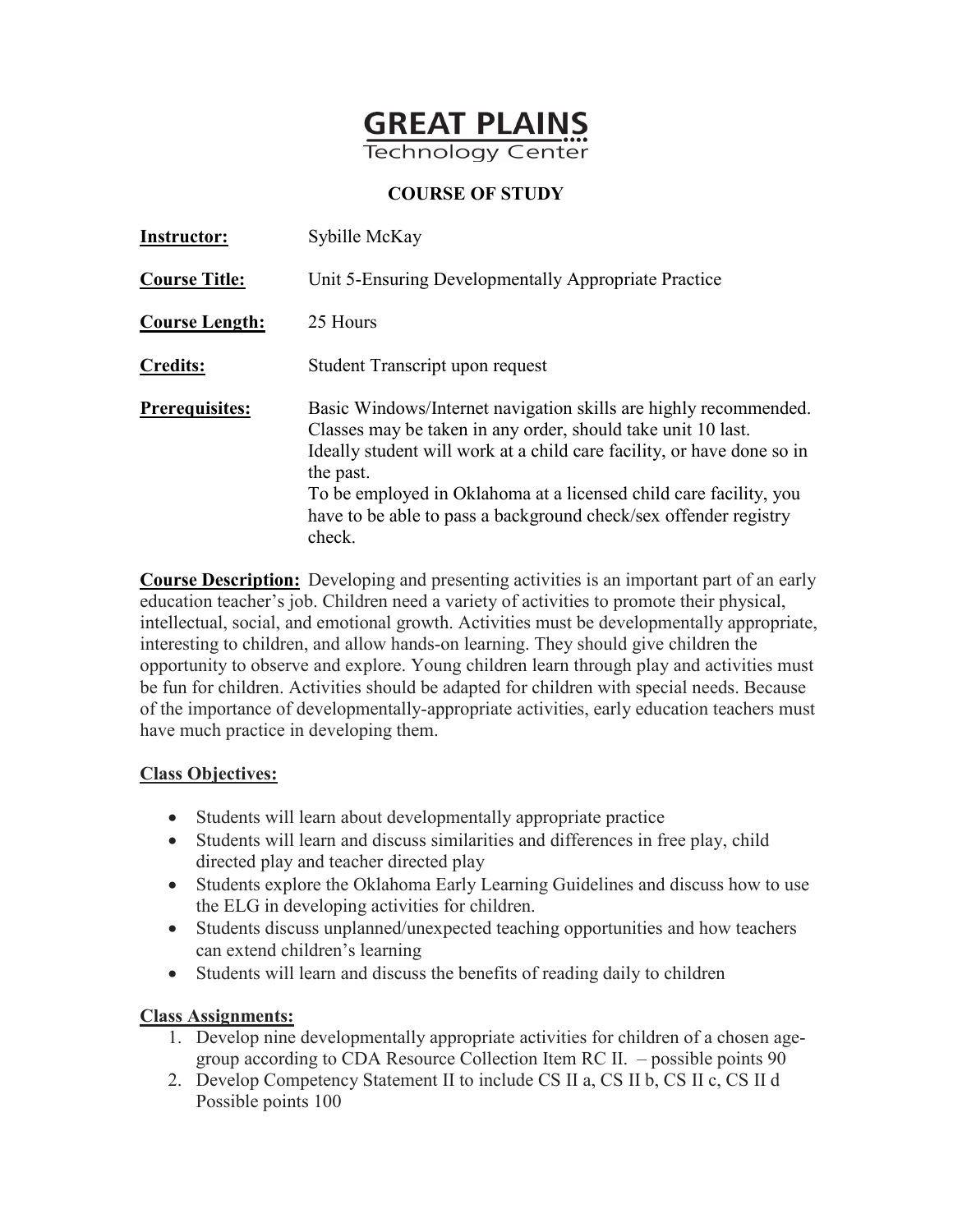# GREAT PLAINS
Technology Center

## COURSE OF STUDY

**Instructor:** Sybille McKay

**Course Title:** Unit 5-Ensuring Developmentally Appropriate Practice

**Course Length:** 25 Hours

**Credits:** Student Transcript upon request

**Prerequisites:** Basic Windows/Internet navigation skills are highly recommended. Classes may be taken in any order, should take unit 10 last. Ideally student will work at a child care facility, or have done so in the past. To be employed in Oklahoma at a licensed child care facility, you have to be able to pass a background check/sex offender registry check.

**Course Description:** Developing and presenting activities is an important part of an early education teacher's job. Children need a variety of activities to promote their physical, intellectual, social, and emotional growth. Activities must be developmentally appropriate, interesting to children, and allow hands-on learning. They should give children the opportunity to observe and explore. Young children learn through play and activities must be fun for children. Activities should be adapted for children with special needs. Because of the importance of developmentally-appropriate activities, early education teachers must have much practice in developing them.

**Class Objectives:**

- Students will learn about developmentally appropriate practice
- Students will learn and discuss similarities and differences in free play, child directed play and teacher directed play
- Students explore the Oklahoma Early Learning Guidelines and discuss how to use the ELG in developing activities for children.
- Students discuss unplanned/unexpected teaching opportunities and how teachers can extend children's learning
- Students will learn and discuss the benefits of reading daily to children

**Class Assignments:**

1. Develop nine developmentally appropriate activities for children of a chosen age-group according to CDA Resource Collection Item RC II. – possible points 90
2. Develop Competency Statement II to include CS II a, CS II b, CS II c, CS II d Possible points 100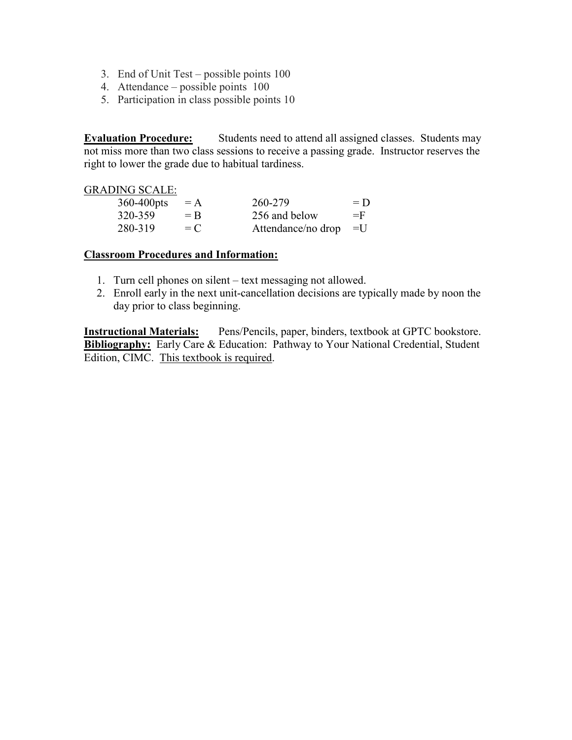3. End of Unit Test – possible points 100
4. Attendance – possible points 100
5. Participation in class possible points 10

**Evaluation Procedure:** Students need to attend all assigned classes. Students may not miss more than two class sessions to receive a passing grade. Instructor reserves the right to lower the grade due to habitual tardiness.

GRADING SCALE:

| | | | |
|---|---|---|---|
| 360-400pts | = A | 260-279 | = D |
| 320-359 | = B | 256 and below | =F |
| 280-319 | = C | Attendance/no drop | =U |

**Classroom Procedures and Information:**

1. Turn cell phones on silent – text messaging not allowed.
2. Enroll early in the next unit-cancellation decisions are typically made by noon the day prior to class beginning.

**Instructional Materials:** Pens/Pencils, paper, binders, textbook at GPTC bookstore.
**Bibliography:** Early Care & Education: Pathway to Your National Credential, Student Edition, CIMC. This textbook is required.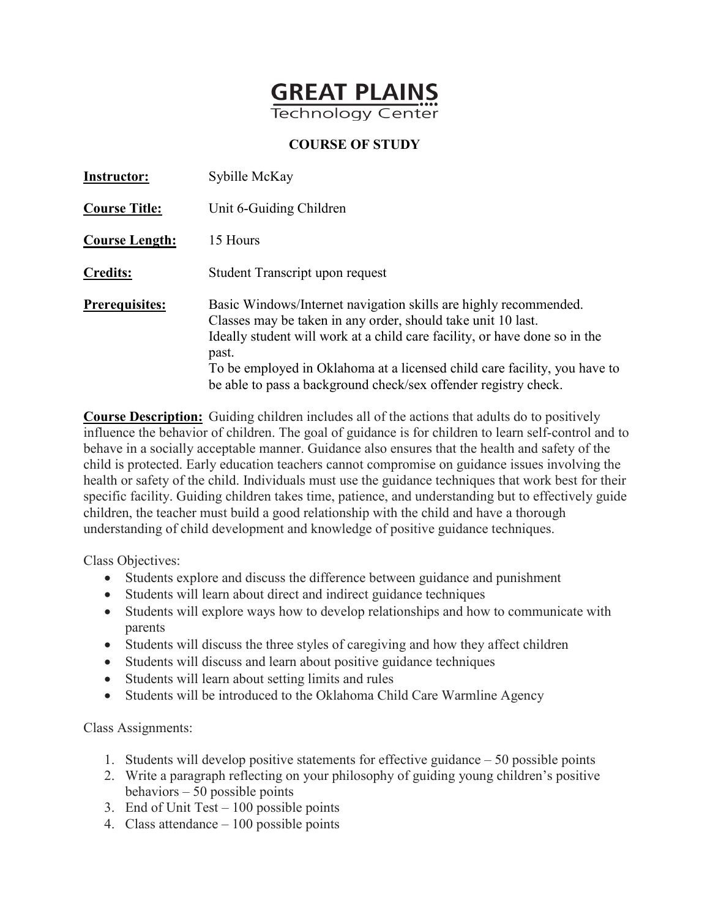# GREAT PLAINS
Technology Center

## COURSE OF STUDY

**Instructor:** Sybille McKay

**Course Title:** Unit 6-Guiding Children

**Course Length:** 15 Hours

**Credits:** Student Transcript upon request

**Prerequisites:** Basic Windows/Internet navigation skills are highly recommended. Classes may be taken in any order, should take unit 10 last. Ideally student will work at a child care facility, or have done so in the past. To be employed in Oklahoma at a licensed child care facility, you have to be able to pass a background check/sex offender registry check.

**Course Description:** Guiding children includes all of the actions that adults do to positively influence the behavior of children. The goal of guidance is for children to learn self-control and to behave in a socially acceptable manner. Guidance also ensures that the health and safety of the child is protected. Early education teachers cannot compromise on guidance issues involving the health or safety of the child. Individuals must use the guidance techniques that work best for their specific facility. Guiding children takes time, patience, and understanding but to effectively guide children, the teacher must build a good relationship with the child and have a thorough understanding of child development and knowledge of positive guidance techniques.

Class Objectives:

- Students explore and discuss the difference between guidance and punishment
- Students will learn about direct and indirect guidance techniques
- Students will explore ways how to develop relationships and how to communicate with parents
- Students will discuss the three styles of caregiving and how they affect children
- Students will discuss and learn about positive guidance techniques
- Students will learn about setting limits and rules
- Students will be introduced to the Oklahoma Child Care Warmline Agency

Class Assignments:

1. Students will develop positive statements for effective guidance – 50 possible points
2. Write a paragraph reflecting on your philosophy of guiding young children's positive behaviors – 50 possible points
3. End of Unit Test – 100 possible points
4. Class attendance – 100 possible points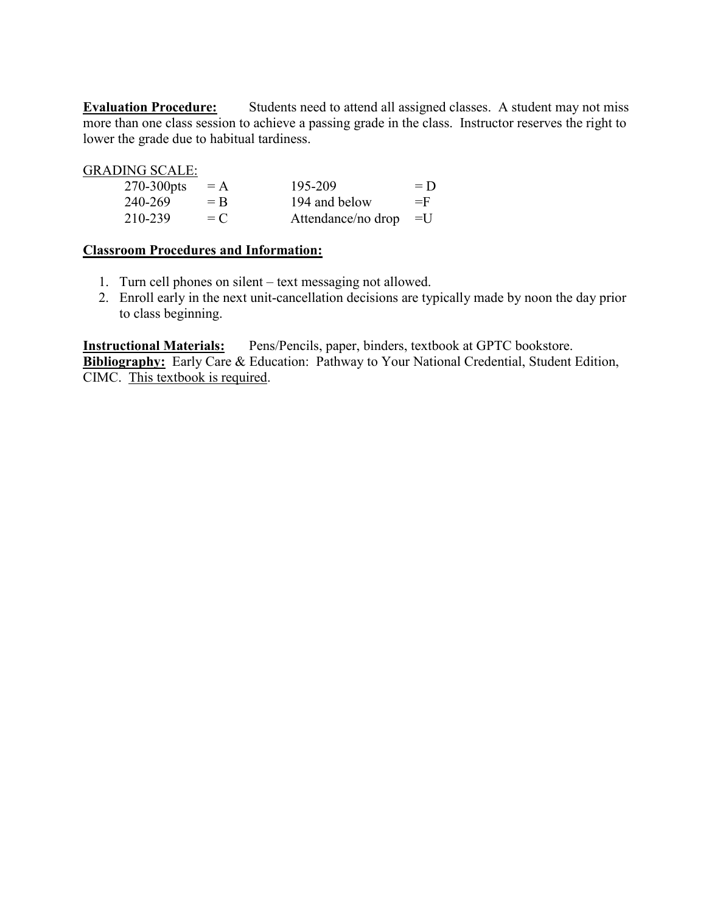**Evaluation Procedure:** Students need to attend all assigned classes. A student may not miss more than one class session to achieve a passing grade in the class. Instructor reserves the right to lower the grade due to habitual tardiness.

GRADING SCALE:

| | | | |
|---|---|---|---|
| 270-300pts | = A | 195-209 | = D |
| 240-269 | = B | 194 and below | =F |
| 210-239 | = C | Attendance/no drop | =U |

**Classroom Procedures and Information:**

1. Turn cell phones on silent – text messaging not allowed.
2. Enroll early in the next unit-cancellation decisions are typically made by noon the day prior to class beginning.

**Instructional Materials:** Pens/Pencils, paper, binders, textbook at GPTC bookstore.
**Bibliography:** Early Care & Education: Pathway to Your National Credential, Student Edition, CIMC. This textbook is required.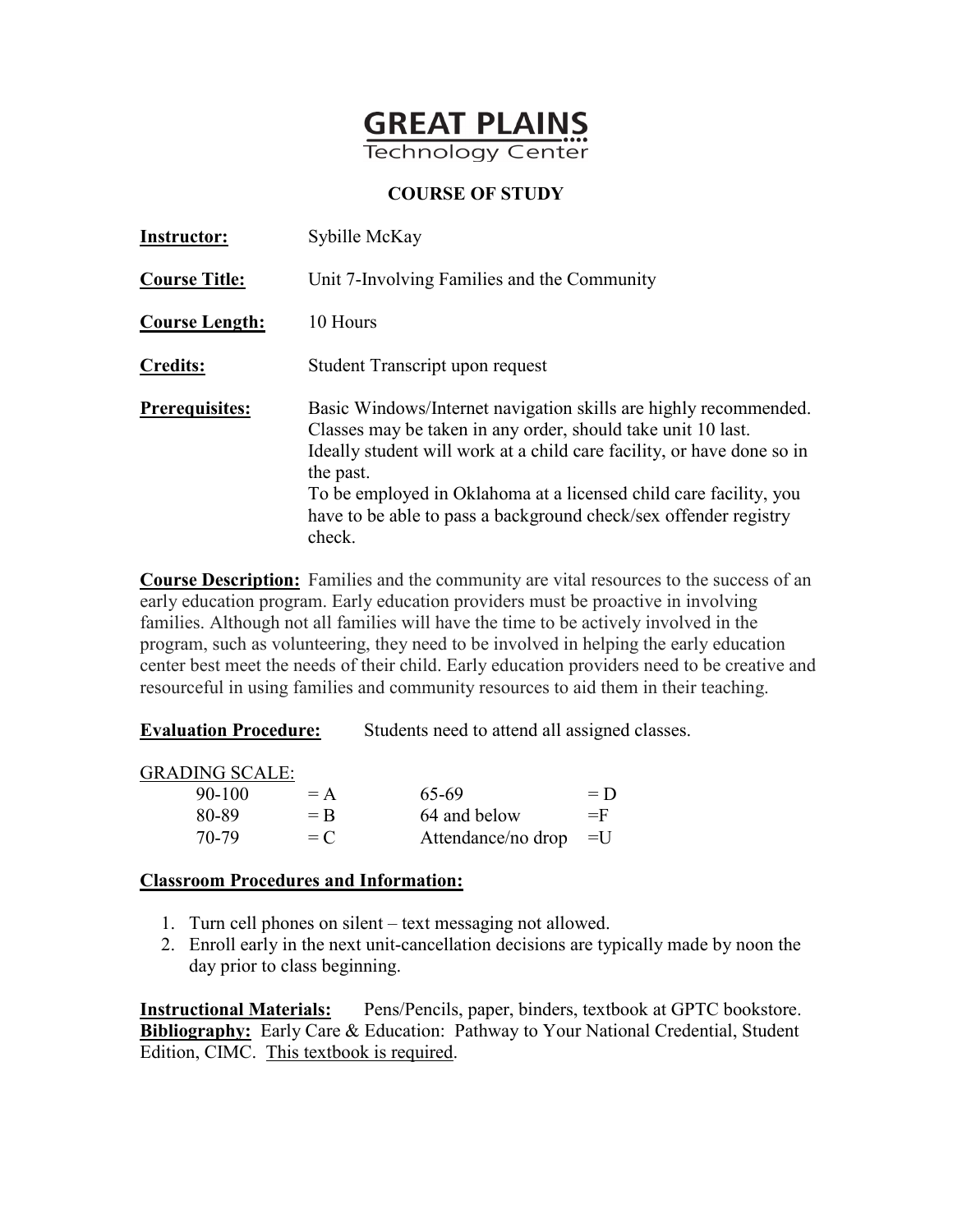# GREAT PLAINS
Technology Center

## COURSE OF STUDY

**Instructor:** Sybille McKay

**Course Title:** Unit 7-Involving Families and the Community

**Course Length:** 10 Hours

**Credits:** Student Transcript upon request

**Prerequisites:** Basic Windows/Internet navigation skills are highly recommended. Classes may be taken in any order, should take unit 10 last. Ideally student will work at a child care facility, or have done so in the past. To be employed in Oklahoma at a licensed child care facility, you have to be able to pass a background check/sex offender registry check.

**Course Description:** Families and the community are vital resources to the success of an early education program. Early education providers must be proactive in involving families. Although not all families will have the time to be actively involved in the program, such as volunteering, they need to be involved in helping the early education center best meet the needs of their child. Early education providers need to be creative and resourceful in using families and community resources to aid them in their teaching.

**Evaluation Procedure:** Students need to attend all assigned classes.

GRADING SCALE:

| | | | |
|---|---|---|---|
| 90-100 | = A | 65-69 | = D |
| 80-89 | = B | 64 and below | =F |
| 70-79 | = C | Attendance/no drop | =U |

**Classroom Procedures and Information:**

1. Turn cell phones on silent – text messaging not allowed.
2. Enroll early in the next unit-cancellation decisions are typically made by noon the day prior to class beginning.

**Instructional Materials:** Pens/Pencils, paper, binders, textbook at GPTC bookstore.
**Bibliography:** Early Care & Education: Pathway to Your National Credential, Student Edition, CIMC. This textbook is required.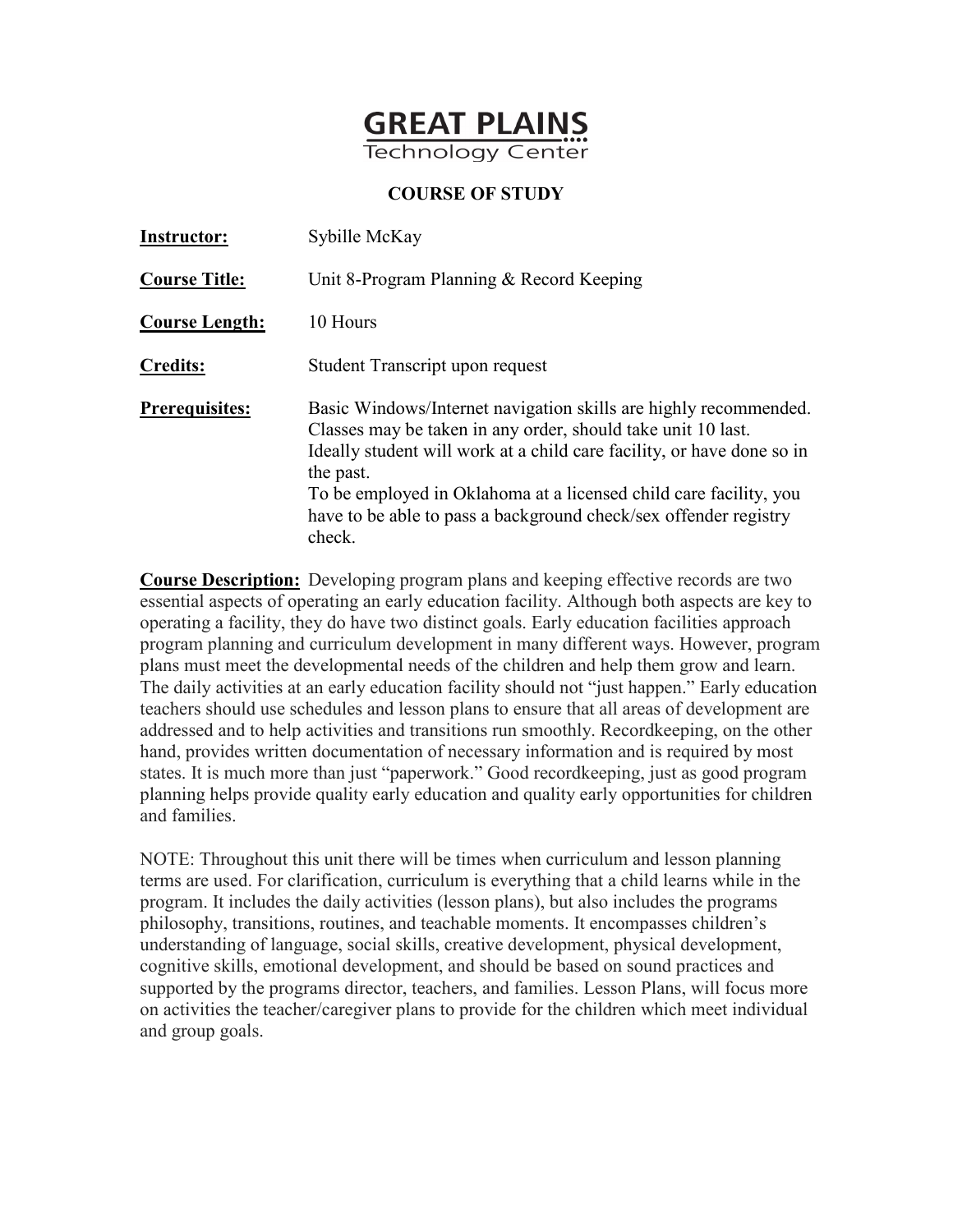# GREAT PLAINS
Technology Center

## COURSE OF STUDY

**Instructor:** Sybille McKay

**Course Title:** Unit 8-Program Planning & Record Keeping

**Course Length:** 10 Hours

**Credits:** Student Transcript upon request

**Prerequisites:** Basic Windows/Internet navigation skills are highly recommended. Classes may be taken in any order, should take unit 10 last. Ideally student will work at a child care facility, or have done so in the past. To be employed in Oklahoma at a licensed child care facility, you have to be able to pass a background check/sex offender registry check.

**Course Description:** Developing program plans and keeping effective records are two essential aspects of operating an early education facility. Although both aspects are key to operating a facility, they do have two distinct goals. Early education facilities approach program planning and curriculum development in many different ways. However, program plans must meet the developmental needs of the children and help them grow and learn. The daily activities at an early education facility should not "just happen." Early education teachers should use schedules and lesson plans to ensure that all areas of development are addressed and to help activities and transitions run smoothly. Recordkeeping, on the other hand, provides written documentation of necessary information and is required by most states. It is much more than just "paperwork." Good recordkeeping, just as good program planning helps provide quality early education and quality early opportunities for children and families.

NOTE: Throughout this unit there will be times when curriculum and lesson planning terms are used. For clarification, curriculum is everything that a child learns while in the program. It includes the daily activities (lesson plans), but also includes the programs philosophy, transitions, routines, and teachable moments. It encompasses children's understanding of language, social skills, creative development, physical development, cognitive skills, emotional development, and should be based on sound practices and supported by the programs director, teachers, and families. Lesson Plans, will focus more on activities the teacher/caregiver plans to provide for the children which meet individual and group goals.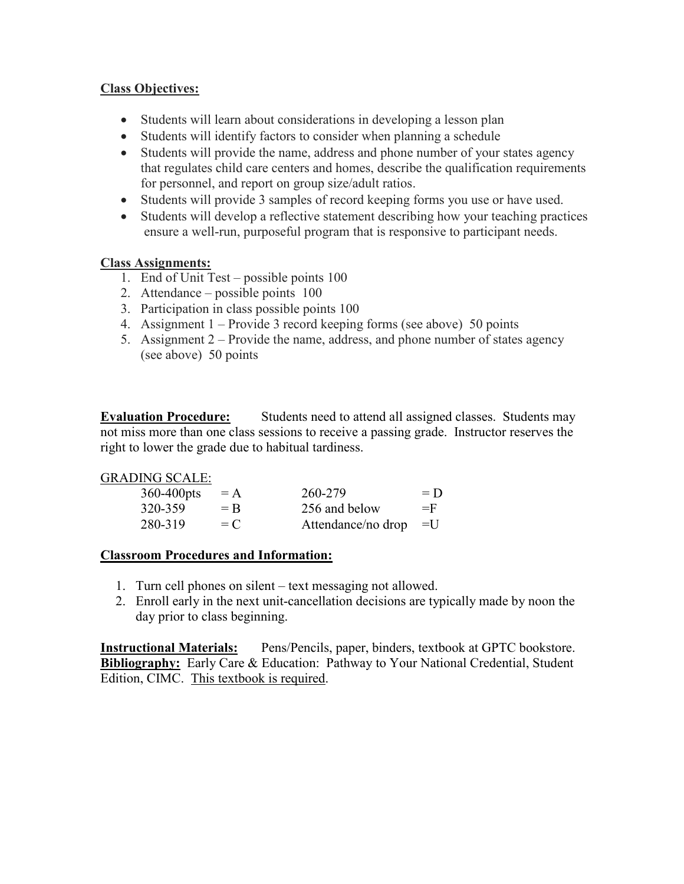**Class Objectives:**

- Students will learn about considerations in developing a lesson plan
- Students will identify factors to consider when planning a schedule
- Students will provide the name, address and phone number of your states agency that regulates child care centers and homes, describe the qualification requirements for personnel, and report on group size/adult ratios.
- Students will provide 3 samples of record keeping forms you use or have used.
- Students will develop a reflective statement describing how your teaching practices ensure a well-run, purposeful program that is responsive to participant needs.

**Class Assignments:**

1. End of Unit Test – possible points 100
2. Attendance – possible points 100
3. Participation in class possible points 100
4. Assignment 1 – Provide 3 record keeping forms (see above) 50 points
5. Assignment 2 – Provide the name, address, and phone number of states agency (see above) 50 points

**Evaluation Procedure:** Students need to attend all assigned classes. Students may not miss more than one class sessions to receive a passing grade. Instructor reserves the right to lower the grade due to habitual tardiness.

GRADING SCALE:

| | | | |
|---|---|---|---|
| 360-400pts | = A | 260-279 | = D |
| 320-359 | = B | 256 and below | =F |
| 280-319 | = C | Attendance/no drop | =U |

**Classroom Procedures and Information:**

1. Turn cell phones on silent – text messaging not allowed.
2. Enroll early in the next unit-cancellation decisions are typically made by noon the day prior to class beginning.

**Instructional Materials:** Pens/Pencils, paper, binders, textbook at GPTC bookstore.
**Bibliography:** Early Care & Education: Pathway to Your National Credential, Student Edition, CIMC. This textbook is required.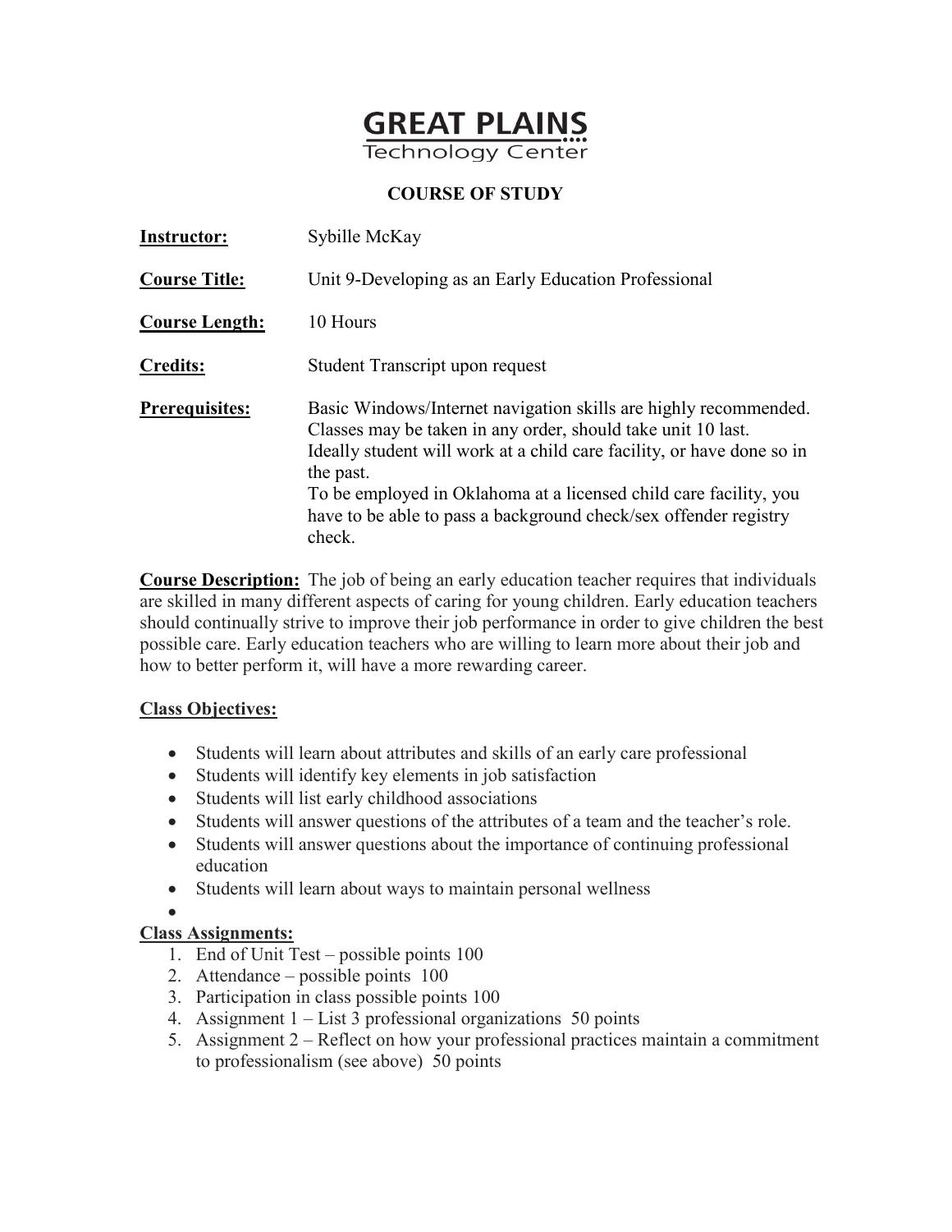**GREAT PLAINS**
Technology Center

# COURSE OF STUDY

**Instructor:** Sybille McKay

**Course Title:** Unit 9-Developing as an Early Education Professional

**Course Length:** 10 Hours

**Credits:** Student Transcript upon request

**Prerequisites:** Basic Windows/Internet navigation skills are highly recommended. Classes may be taken in any order, should take unit 10 last. Ideally student will work at a child care facility, or have done so in the past. To be employed in Oklahoma at a licensed child care facility, you have to be able to pass a background check/sex offender registry check.

**Course Description:** The job of being an early education teacher requires that individuals are skilled in many different aspects of caring for young children. Early education teachers should continually strive to improve their job performance in order to give children the best possible care. Early education teachers who are willing to learn more about their job and how to better perform it, will have a more rewarding career.

**Class Objectives:**

- Students will learn about attributes and skills of an early care professional
- Students will identify key elements in job satisfaction
- Students will list early childhood associations
- Students will answer questions of the attributes of a team and the teacher's role.
- Students will answer questions about the importance of continuing professional education
- Students will learn about ways to maintain personal wellness

**Class Assignments:**

1. End of Unit Test – possible points 100
2. Attendance – possible points 100
3. Participation in class possible points 100
4. Assignment 1 – List 3 professional organizations 50 points
5. Assignment 2 – Reflect on how your professional practices maintain a commitment to professionalism (see above) 50 points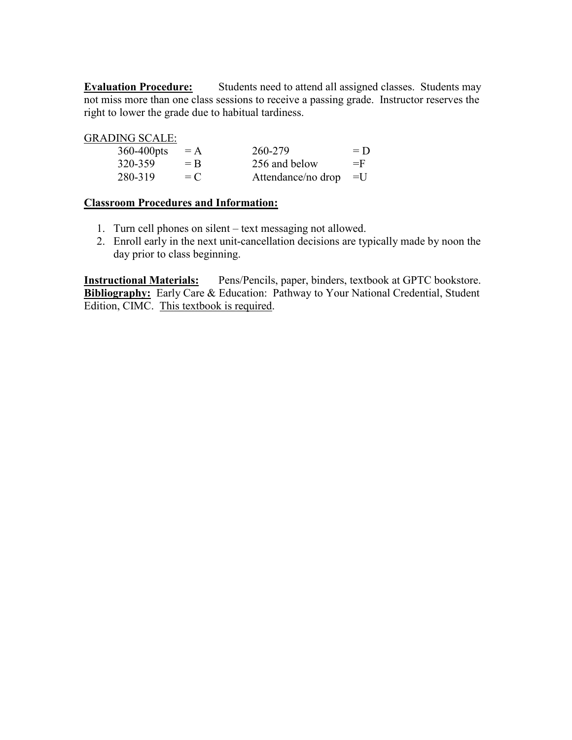**Evaluation Procedure:** Students need to attend all assigned classes. Students may not miss more than one class sessions to receive a passing grade. Instructor reserves the right to lower the grade due to habitual tardiness.

GRADING SCALE:

| | | | |
|---|---|---|---|
| 360-400pts | = A | 260-279 | = D |
| 320-359 | = B | 256 and below | =F |
| 280-319 | = C | Attendance/no drop | =U |

**Classroom Procedures and Information:**

1. Turn cell phones on silent – text messaging not allowed.
2. Enroll early in the next unit-cancellation decisions are typically made by noon the day prior to class beginning.

**Instructional Materials:** Pens/Pencils, paper, binders, textbook at GPTC bookstore.
**Bibliography:** Early Care & Education: Pathway to Your National Credential, Student Edition, CIMC. This textbook is required.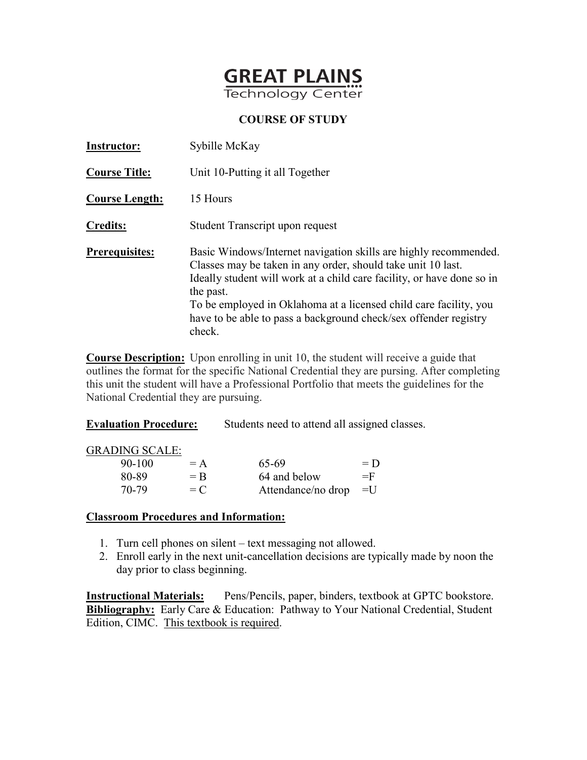# GREAT PLAINS
Technology Center

## COURSE OF STUDY

**Instructor:** Sybille McKay

**Course Title:** Unit 10-Putting it all Together

**Course Length:** 15 Hours

**Credits:** Student Transcript upon request

**Prerequisites:** Basic Windows/Internet navigation skills are highly recommended. Classes may be taken in any order, should take unit 10 last. Ideally student will work at a child care facility, or have done so in the past. To be employed in Oklahoma at a licensed child care facility, you have to be able to pass a background check/sex offender registry check.

**Course Description:** Upon enrolling in unit 10, the student will receive a guide that outlines the format for the specific National Credential they are pursing. After completing this unit the student will have a Professional Portfolio that meets the guidelines for the National Credential they are pursuing.

**Evaluation Procedure:** Students need to attend all assigned classes.

GRADING SCALE:

| | | | |
|---|---|---|---|
| 90-100 | = A | 65-69 | = D |
| 80-89 | = B | 64 and below | =F |
| 70-79 | = C | Attendance/no drop | =U |

**Classroom Procedures and Information:**

1. Turn cell phones on silent – text messaging not allowed.
2. Enroll early in the next unit-cancellation decisions are typically made by noon the day prior to class beginning.

**Instructional Materials:** Pens/Pencils, paper, binders, textbook at GPTC bookstore.
**Bibliography:** Early Care & Education: Pathway to Your National Credential, Student Edition, CIMC. This textbook is required.